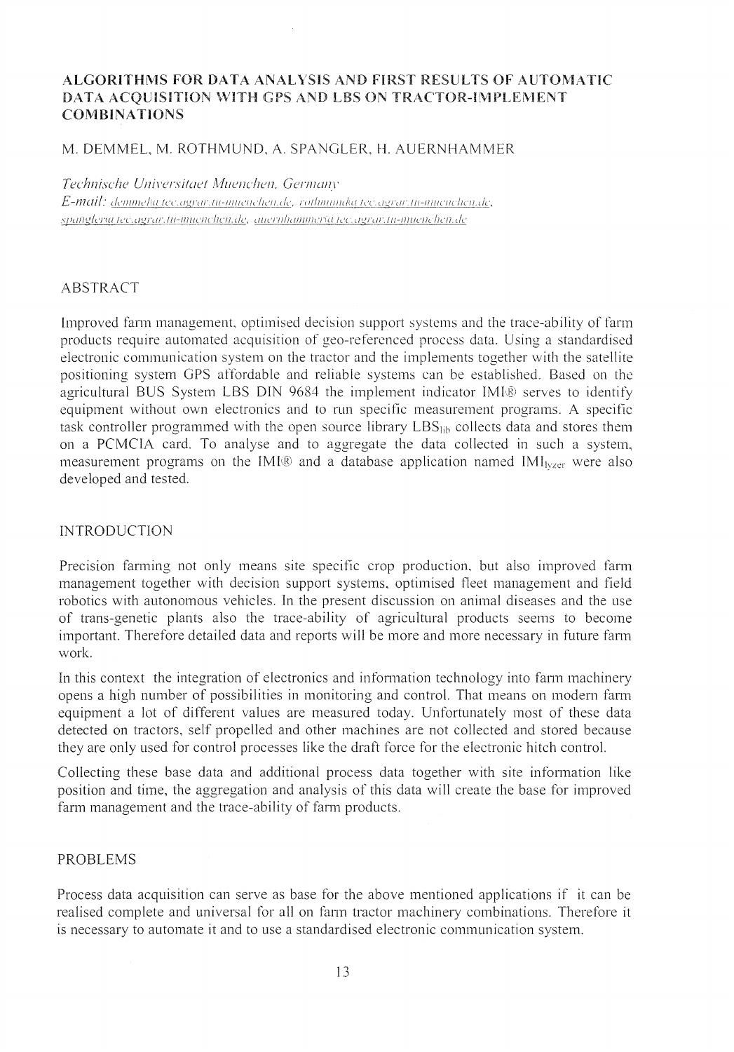# ALGORITHMS FOR DATA ANALYSIS AND FIRST RESULTS OF AUTOMATIC DATA ACQUISITION WITH GPS AND LBS ON TRACTOR-IMPLEMENT COMBINATIONS

M. DEMMEL, M. ROTHMUND, A. SPANGLER, H. AUERNHAMMER

*Technische Universitaet Muenchen, Germany*

*E-mail:* demmel@tec.agrar.tu-muenchen.de, rothmund@tec.agrar.tu-muenchen.de, spangler@tec.agrar.tu-muenchen.de, auernhammer@tec.agrar.tu-muenchen.de

## ABSTRACT

Improved farm management, optimised decision support systems and the trace-ability of farm products require automated acquisition of geo-referenced process data. Using a standardised electronic communication system on the tractor and the implements together with the satellite positioning system GPS affordable and reliable systems can be established. Based on the agricultural BUS System LBS DIN 9684 the implement indicator IMI® serves to identify equipment without own electronics and to run specific measurement programs. A specific task controller programmed with the open source library $\text{LBS}_{\text{lib}}$ collects data and stores them on a PCMCIA card. To analyse and to aggregate the data collected in such a system, measurement programs on the IMI® and a database application named $\text{IMI}_{\text{lyzer}}$ were also developed and tested.

## INTRODUCTION

Precision farming not only means site specific crop production, but also improved farm management together with decision support systems, optimised fleet management and field robotics with autonomous vehicles. In the present discussion on animal diseases and the use of trans-genetic plants also the trace-ability of agricultural products seems to become important. Therefore detailed data and reports will be more and more necessary in future farm work.

In this context the integration of electronics and information technology into farm machinery opens a high number of possibilities in monitoring and control. That means on modern farm equipment a lot of different values are measured today. Unfortunately most of these data detected on tractors, self propelled and other machines are not collected and stored because they are only used for control processes like the draft force for the electronic hitch control.

Collecting these base data and additional process data together with site information like position and time, the aggregation and analysis of this data will create the base for improved farm management and the trace-ability of farm products.

## PROBLEMS

Process data acquisition can serve as base for the above mentioned applications if it can be realised complete and universal for all on farm tractor machinery combinations. Therefore it is necessary to automate it and to use a standardised electronic communication system.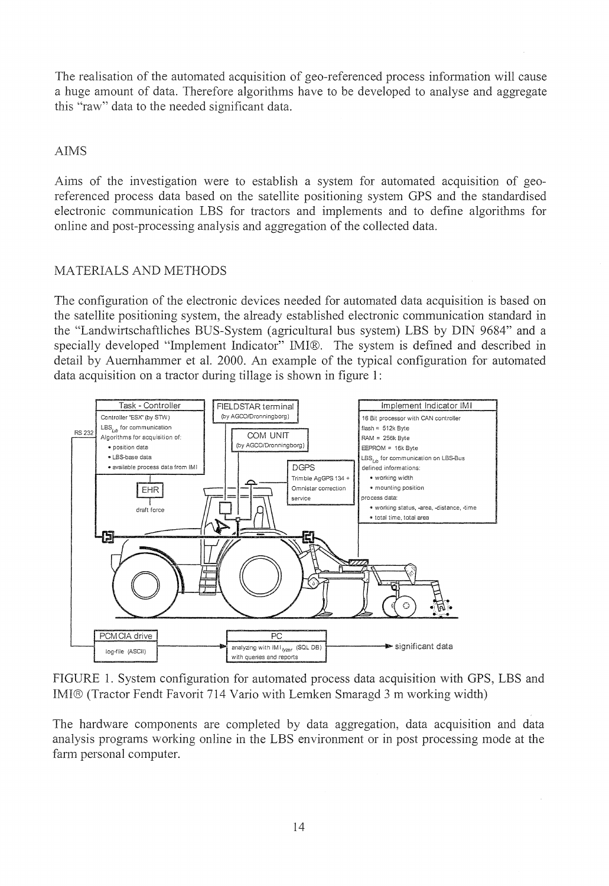The realisation of the automated acquisition of geo-referenced process information will cause a huge amount of data. Therefore algorithms have to be developed to analyse and aggregate this "raw" data to the needed significant data.

## AIMS

Aims of the investigation were to establish a system for automated acquisition of geo-referenced process data based on the satellite positioning system GPS and the standardised electronic communication LBS for tractors and implements and to define algorithms for online and post-processing analysis and aggregation of the collected data.

## MATERIALS AND METHODS

The configuration of the electronic devices needed for automated data acquisition is based on the satellite positioning system, the already established electronic communication standard in the "Landwirtschaftliches BUS-System (agricultural bus system) LBS by DIN 9684" and a specially developed "Implement Indicator" IMI®. The system is defined and described in detail by Auernhammer et al. 2000. An example of the typical configuration for automated data acquisition on a tractor during tillage is shown in figure 1:

FIGURE 1. System configuration for automated process data acquisition with GPS, LBS and IMI® (Tractor Fendt Favorit 714 Vario with Lemken Smaragd 3 m working width)

The hardware components are completed by data aggregation, data acquisition and data analysis programs working online in the LBS environment or in post processing mode at the farm personal computer.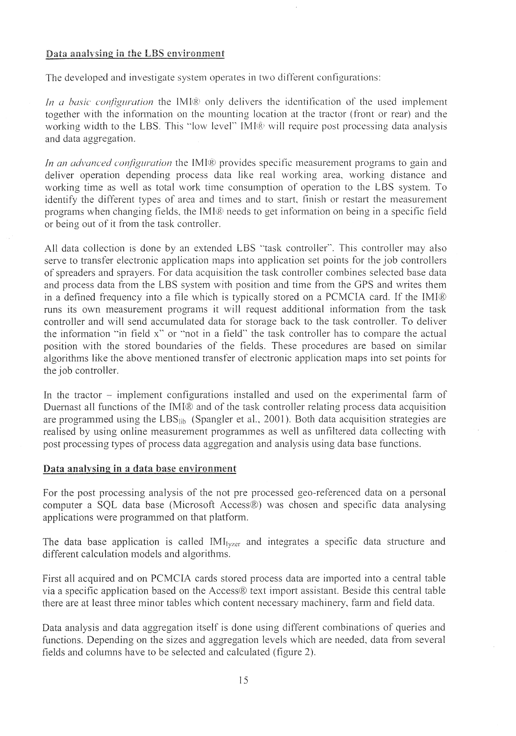## Data analysing in the LBS environment

The developed and investigate system operates in two different configurations:

*In a basic configuration* the IMI® only delivers the identification of the used implement together with the information on the mounting location at the tractor (front or rear) and the working width to the LBS. This "low level" IMI® will require post processing data analysis and data aggregation.

*In an advanced configuration* the IMI® provides specific measurement programs to gain and deliver operation depending process data like real working area, working distance and working time as well as total work time consumption of operation to the LBS system. To identify the different types of area and times and to start, finish or restart the measurement programs when changing fields, the IMI® needs to get information on being in a specific field or being out of it from the task controller.

All data collection is done by an extended LBS "task controller". This controller may also serve to transfer electronic application maps into application set points for the job controllers of spreaders and sprayers. For data acquisition the task controller combines selected base data and process data from the LBS system with position and time from the GPS and writes them in a defined frequency into a file which is typically stored on a PCMCIA card. If the IMI® runs its own measurement programs it will request additional information from the task controller and will send accumulated data for storage back to the task controller. To deliver the information "in field x" or "not in a field" the task controller has to compare the actual position with the stored boundaries of the fields. These procedures are based on similar algorithms like the above mentioned transfer of electronic application maps into set points for the job controller.

In the tractor – implement configurations installed and used on the experimental farm of Duernast all functions of the IMI® and of the task controller relating process data acquisition are programmed using the $LBS_{lib}$ (Spangler et al., 2001). Both data acquisition strategies are realised by using online measurement programmes as well as unfiltered data collecting with post processing types of process data aggregation and analysis using data base functions.

## Data analysing in a data base environment

For the post processing analysis of the not pre processed geo-referenced data on a personal computer a SQL data base (Microsoft Access®) was chosen and specific data analysing applications were programmed on that platform.

The data base application is called $IMI_{lyzer}$ and integrates a specific data structure and different calculation models and algorithms.

First all acquired and on PCMCIA cards stored process data are imported into a central table via a specific application based on the Access® text import assistant. Beside this central table there are at least three minor tables which content necessary machinery, farm and field data.

Data analysis and data aggregation itself is done using different combinations of queries and functions. Depending on the sizes and aggregation levels which are needed, data from several fields and columns have to be selected and calculated (figure 2).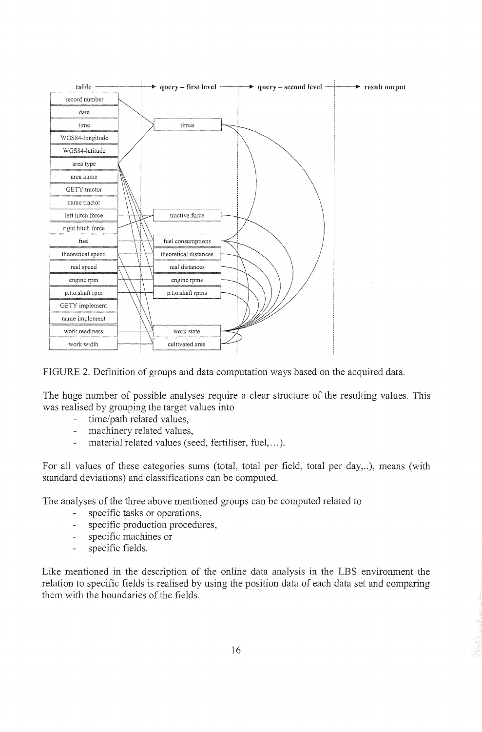FIGURE 2. Definition of groups and data computation ways based on the acquired data.

The huge number of possible analyses require a clear structure of the resulting values. This was realised by grouping the target values into

- time/path related values,
- machinery related values,
- material related values (seed, fertiliser, fuel,...).

For all values of these categories sums (total, total per field, total per day,..), means (with standard deviations) and classifications can be computed.

The analyses of the three above mentioned groups can be computed related to

- specific tasks or operations,
- specific production procedures,
- specific machines or
- specific fields.

Like mentioned in the description of the online data analysis in the LBS environment the relation to specific fields is realised by using the position data of each data set and comparing them with the boundaries of the fields.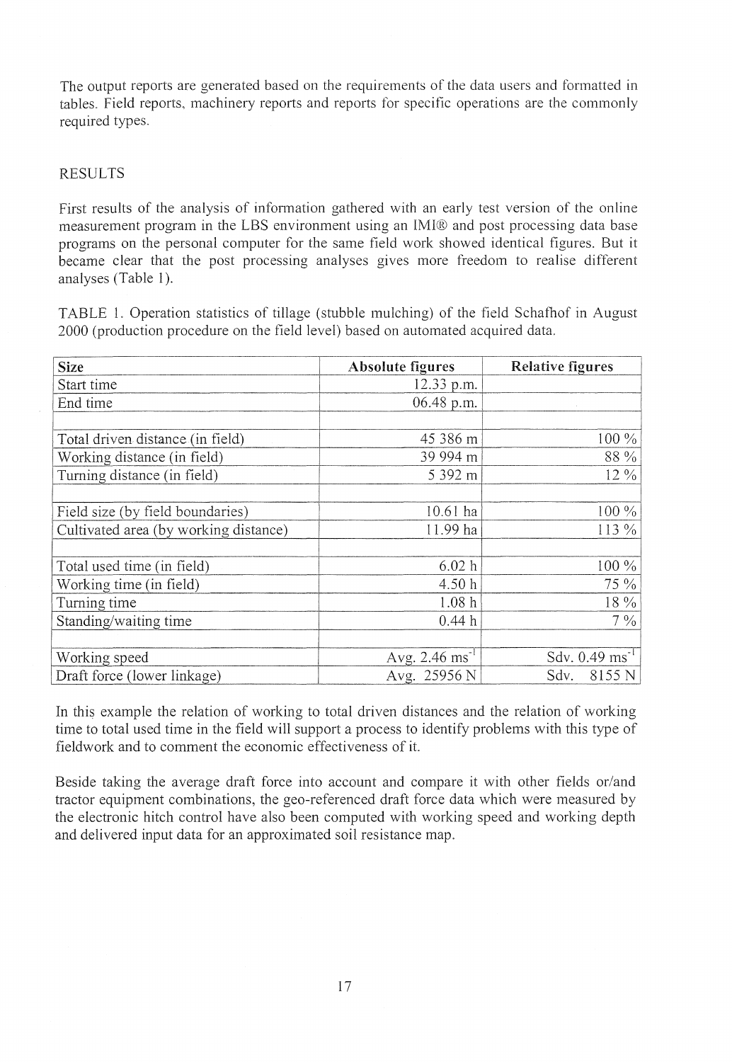The output reports are generated based on the requirements of the data users and formatted in tables. Field reports, machinery reports and reports for specific operations are the commonly required types.

## RESULTS

First results of the analysis of information gathered with an early test version of the online measurement program in the LBS environment using an IMI® and post processing data base programs on the personal computer for the same field work showed identical figures. But it became clear that the post processing analyses gives more freedom to realise different analyses (Table 1).

TABLE 1. Operation statistics of tillage (stubble mulching) of the field Schafhof in August 2000 (production procedure on the field level) based on automated acquired data.

| **Size** | **Absolute figures** | **Relative figures** |
|---|---|---|
| Start time | 12.33 p.m. | |
| End time | 06.48 p.m. | |
| | | |
| Total driven distance (in field) | 45 386 m | 100 % |
| Working distance (in field) | 39 994 m | 88 % |
| Turning distance (in field) | 5 392 m | 12 % |
| | | |
| Field size (by field boundaries) | 10.61 ha | 100 % |
| Cultivated area (by working distance) | 11.99 ha | 113 % |
| | | |
| Total used time (in field) | 6.02 h | 100 % |
| Working time (in field) | 4.50 h | 75 % |
| Turning time | 1.08 h | 18 % |
| Standing/waiting time | 0.44 h | 7 % |
| | | |
| Working speed | Avg. 2.46 $ms^{-1}$ | Sdv. 0.49 $ms^{-1}$ |
| Draft force (lower linkage) | Avg. 25956 N | Sdv. 8155 N |

In this example the relation of working to total driven distances and the relation of working time to total used time in the field will support a process to identify problems with this type of fieldwork and to comment the economic effectiveness of it.

Beside taking the average draft force into account and compare it with other fields or/and tractor equipment combinations, the geo-referenced draft force data which were measured by the electronic hitch control have also been computed with working speed and working depth and delivered input data for an approximated soil resistance map.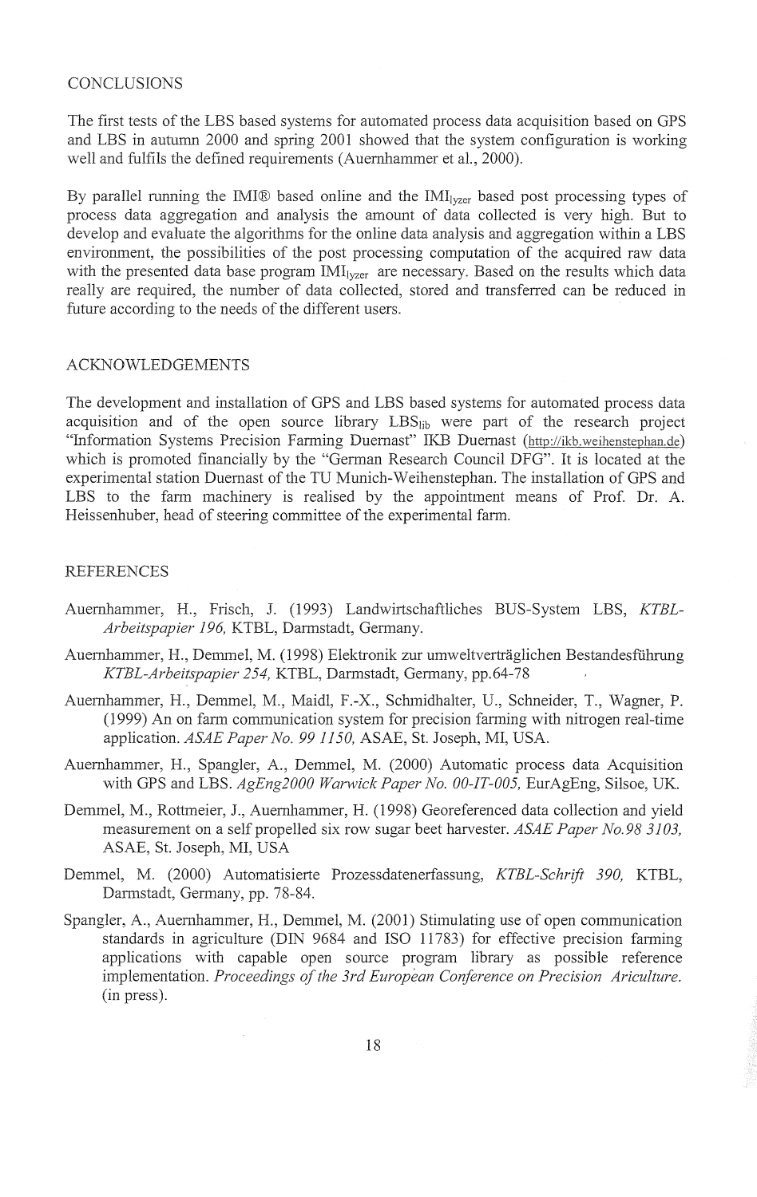## CONCLUSIONS

The first tests of the LBS based systems for automated process data acquisition based on GPS and LBS in autumn 2000 and spring 2001 showed that the system configuration is working well and fulfils the defined requirements (Auernhammer et al., 2000).

By parallel running the IMI® based online and the $IMI_{lyzer}$ based post processing types of process data aggregation and analysis the amount of data collected is very high. But to develop and evaluate the algorithms for the online data analysis and aggregation within a LBS environment, the possibilities of the post processing computation of the acquired raw data with the presented data base program $IMI_{lyzer}$ are necessary. Based on the results which data really are required, the number of data collected, stored and transferred can be reduced in future according to the needs of the different users.

## ACKNOWLEDGEMENTS

The development and installation of GPS and LBS based systems for automated process data acquisition and of the open source library $LBS_{lib}$ were part of the research project "Information Systems Precision Farming Duernast" IKB Duernast (http://ikb.weihenstephan.de) which is promoted financially by the "German Research Council DFG". It is located at the experimental station Duernast of the TU Munich-Weihenstephan. The installation of GPS and LBS to the farm machinery is realised by the appointment means of Prof. Dr. A. Heissenhuber, head of steering committee of the experimental farm.

## REFERENCES

Auernhammer, H., Frisch, J. (1993) Landwirtschaftliches BUS-System LBS, *KTBL-Arbeitspapier 196,* KTBL, Darmstadt, Germany.

Auernhammer, H., Demmel, M. (1998) Elektronik zur umweltverträglichen Bestandesführung *KTBL-Arbeitspapier 254,* KTBL, Darmstadt, Germany, pp.64-78

Auernhammer, H., Demmel, M., Maidl, F.-X., Schmidhalter, U., Schneider, T., Wagner, P. (1999) An on farm communication system for precision farming with nitrogen real-time application. *ASAE Paper No. 99 1150,* ASAE, St. Joseph, MI, USA.

Auernhammer, H., Spangler, A., Demmel, M. (2000) Automatic process data Acquisition with GPS and LBS. *AgEng2000 Warwick Paper No. 00-IT-005,* EurAgEng, Silsoe, UK.

Demmel, M., Rottmeier, J., Auernhammer, H. (1998) Georeferenced data collection and yield measurement on a self propelled six row sugar beet harvester. *ASAE Paper No.98 3103,* ASAE, St. Joseph, MI, USA

Demmel, M. (2000) Automatisierte Prozessdatenerfassung, *KTBL-Schrift 390,* KTBL, Darmstadt, Germany, pp. 78-84.

Spangler, A., Auernhammer, H., Demmel, M. (2001) Stimulating use of open communication standards in agriculture (DIN 9684 and ISO 11783) for effective precision farming applications with capable open source program library as possible reference implementation. *Proceedings of the 3rd European Conference on Precision Ariculture.* (in press).